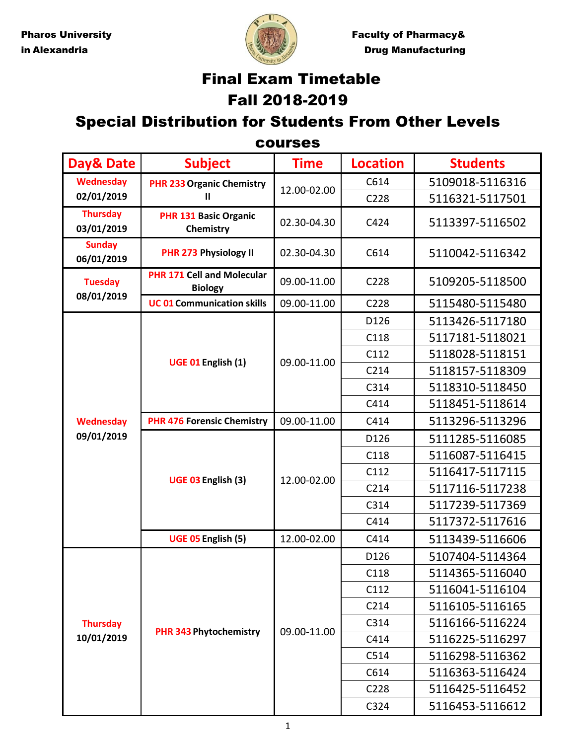Pharos University in Alexandria

Faculty of Pharmacy& Drug Manufacturing

# Final Exam Timetable
# Fall 2018-2019
## Special Distribution for Students From Other Levels courses

| Day& Date | Subject | Time | Location | Students |
|---|---|---|---|---|
| Wednesday 02/01/2019 | PHR 233 Organic Chemistry II | 12.00-02.00 | C614 | 5109018-5116316 |
| | | | C228 | 5116321-5117501 |
| Thursday 03/01/2019 | PHR 131 Basic Organic Chemistry | 02.30-04.30 | C424 | 5113397-5116502 |
| Sunday 06/01/2019 | PHR 273 Physiology II | 02.30-04.30 | C614 | 5110042-5116342 |
| Tuesday 08/01/2019 | PHR 171 Cell and Molecular Biology | 09.00-11.00 | C228 | 5109205-5118500 |
| | UC 01 Communication skills | 09.00-11.00 | C228 | 5115480-5115480 |
| Wednesday 09/01/2019 | UGE 01 English (1) | 09.00-11.00 | D126 | 5113426-5117180 |
| | | | C118 | 5117181-5118021 |
| | | | C112 | 5118028-5118151 |
| | | | C214 | 5118157-5118309 |
| | | | C314 | 5118310-5118450 |
| | | | C414 | 5118451-5118614 |
| | PHR 476 Forensic Chemistry | 09.00-11.00 | C414 | 5113296-5113296 |
| | UGE 03 English (3) | 12.00-02.00 | D126 | 5111285-5116085 |
| | | | C118 | 5116087-5116415 |
| | | | C112 | 5116417-5117115 |
| | | | C214 | 5117116-5117238 |
| | | | C314 | 5117239-5117369 |
| | | | C414 | 5117372-5117616 |
| | UGE 05 English (5) | 12.00-02.00 | C414 | 5113439-5116606 |
| Thursday 10/01/2019 | PHR 343 Phytochemistry | 09.00-11.00 | D126 | 5107404-5114364 |
| | | | C118 | 5114365-5116040 |
| | | | C112 | 5116041-5116104 |
| | | | C214 | 5116105-5116165 |
| | | | C314 | 5116166-5116224 |
| | | | C414 | 5116225-5116297 |
| | | | C514 | 5116298-5116362 |
| | | | C614 | 5116363-5116424 |
| | | | C228 | 5116425-5116452 |
| | | | C324 | 5116453-5116612 |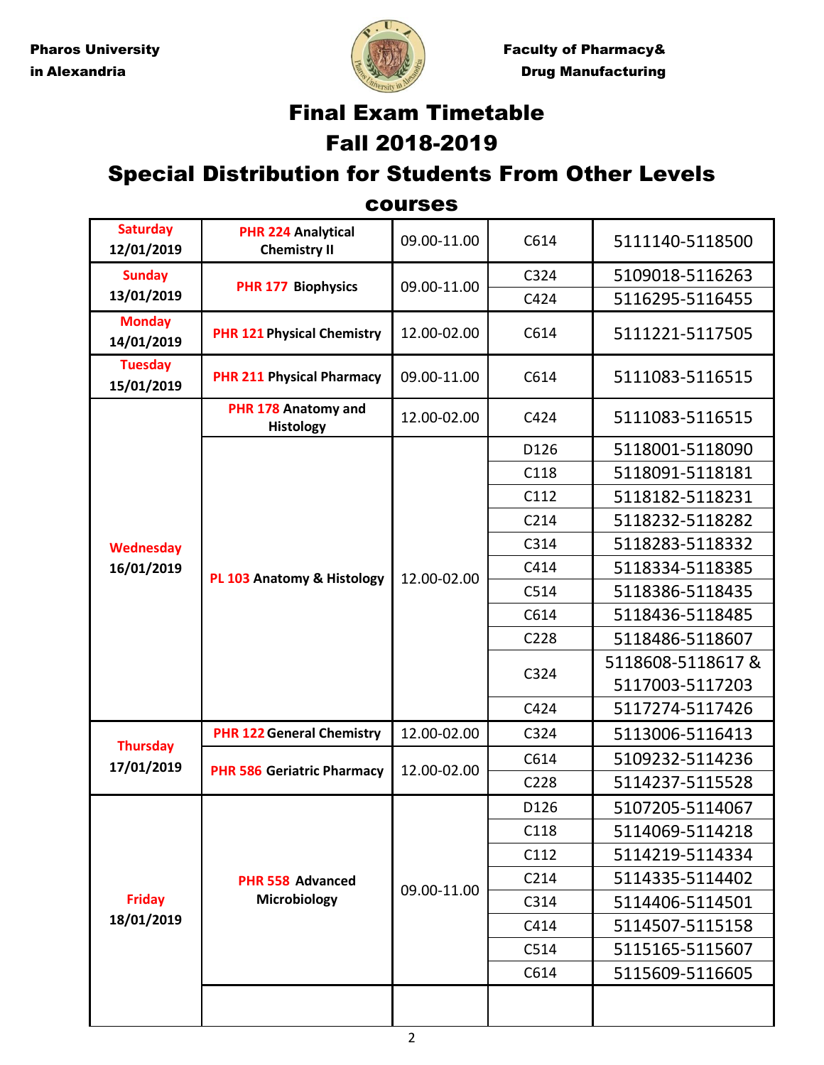Pharos University in Alexandria

Faculty of Pharmacy& Drug Manufacturing

# Final Exam Timetable
# Fall 2018-2019
## Special Distribution for Students From Other Levels courses

| Day | Course | Time | Room | Student IDs |
|---|---|---|---|---|
| Saturday 12/01/2019 | PHR 224 Analytical Chemistry II | 09.00-11.00 | C614 | 5111140-5118500 |
| Sunday 13/01/2019 | PHR 177 Biophysics | 09.00-11.00 | C324 | 5109018-5116263 |
| | | | C424 | 5116295-5116455 |
| Monday 14/01/2019 | PHR 121 Physical Chemistry | 12.00-02.00 | C614 | 5111221-5117505 |
| Tuesday 15/01/2019 | PHR 211 Physical Pharmacy | 09.00-11.00 | C614 | 5111083-5116515 |
| Wednesday 16/01/2019 | PHR 178 Anatomy and Histology | 12.00-02.00 | C424 | 5111083-5116515 |
| | PL 103 Anatomy & Histology | 12.00-02.00 | D126 | 5118001-5118090 |
| | | | C118 | 5118091-5118181 |
| | | | C112 | 5118182-5118231 |
| | | | C214 | 5118232-5118282 |
| | | | C314 | 5118283-5118332 |
| | | | C414 | 5118334-5118385 |
| | | | C514 | 5118386-5118435 |
| | | | C614 | 5118436-5118485 |
| | | | C228 | 5118486-5118607 |
| | | | C324 | 5118608-5118617 & 5117003-5117203 |
| | | | C424 | 5117274-5117426 |
| Thursday 17/01/2019 | PHR 122 General Chemistry | 12.00-02.00 | C324 | 5113006-5116413 |
| | PHR 586 Geriatric Pharmacy | 12.00-02.00 | C614 | 5109232-5114236 |
| | | | C228 | 5114237-5115528 |
| Friday 18/01/2019 | PHR 558 Advanced Microbiology | 09.00-11.00 | D126 | 5107205-5114067 |
| | | | C118 | 5114069-5114218 |
| | | | C112 | 5114219-5114334 |
| | | | C214 | 5114335-5114402 |
| | | | C314 | 5114406-5114501 |
| | | | C414 | 5114507-5115158 |
| | | | C514 | 5115165-5115607 |
| | | | C614 | 5115609-5116605 |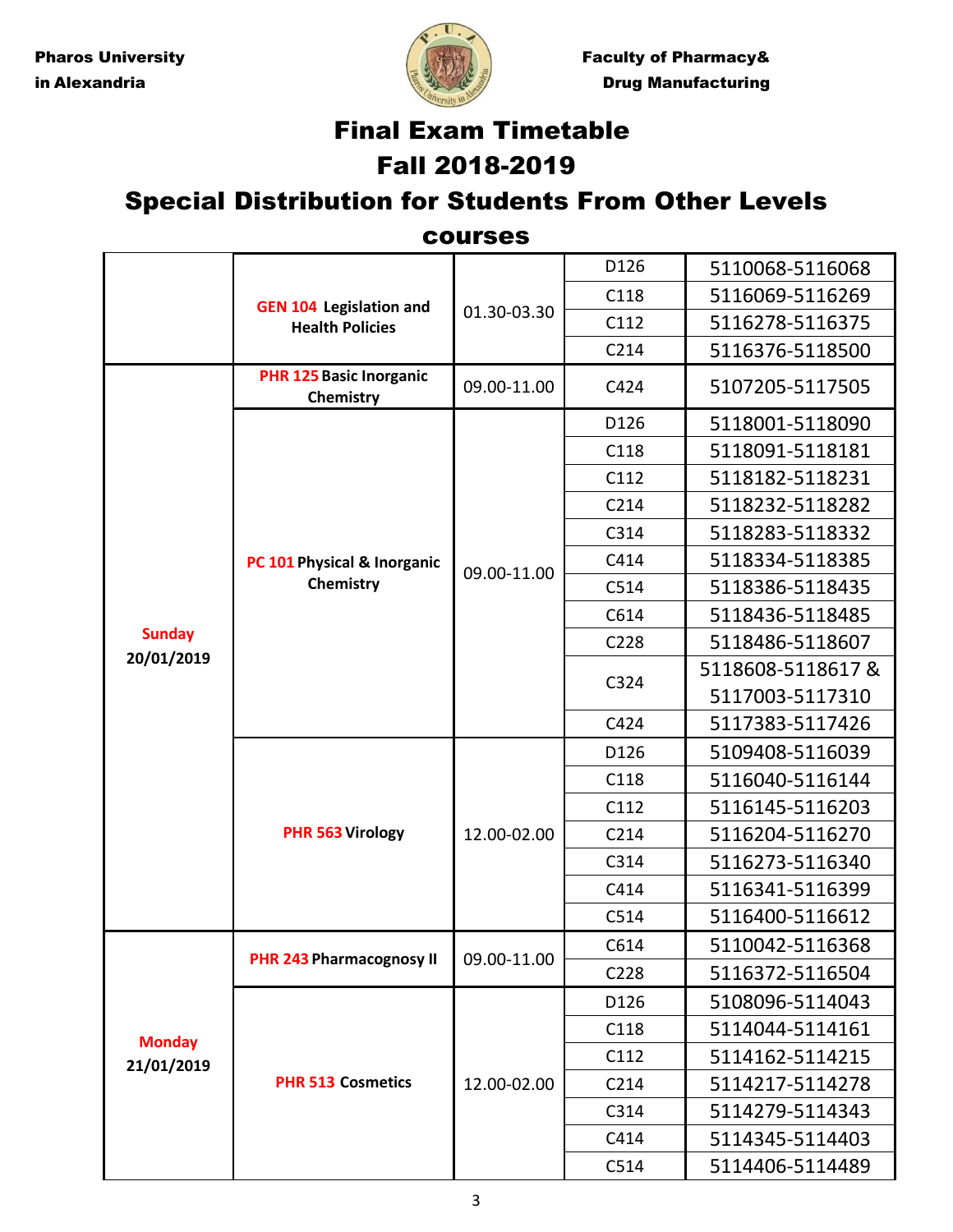Pharos University in Alexandria

Faculty of Pharmacy& Drug Manufacturing

# Final Exam Timetable
# Fall 2018-2019
# Special Distribution for Students From Other Levels courses

| Day | Course | Time | Room | Student IDs |
|---|---|---|---|---|
| | GEN 104 Legislation and Health Policies | 01.30-03.30 | D126 | 5110068-5116068 |
| | | | C118 | 5116069-5116269 |
| | | | C112 | 5116278-5116375 |
| | | | C214 | 5116376-5118500 |
| Sunday 20/01/2019 | PHR 125 Basic Inorganic Chemistry | 09.00-11.00 | C424 | 5107205-5117505 |
| | PC 101 Physical & Inorganic Chemistry | 09.00-11.00 | D126 | 5118001-5118090 |
| | | | C118 | 5118091-5118181 |
| | | | C112 | 5118182-5118231 |
| | | | C214 | 5118232-5118282 |
| | | | C314 | 5118283-5118332 |
| | | | C414 | 5118334-5118385 |
| | | | C514 | 5118386-5118435 |
| | | | C614 | 5118436-5118485 |
| | | | C228 | 5118486-5118607 |
| | | | C324 | 5118608-5118617 & 5117003-5117310 |
| | | | C424 | 5117383-5117426 |
| | PHR 563 Virology | 12.00-02.00 | D126 | 5109408-5116039 |
| | | | C118 | 5116040-5116144 |
| | | | C112 | 5116145-5116203 |
| | | | C214 | 5116204-5116270 |
| | | | C314 | 5116273-5116340 |
| | | | C414 | 5116341-5116399 |
| | | | C514 | 5116400-5116612 |
| Monday 21/01/2019 | PHR 243 Pharmacognosy II | 09.00-11.00 | C614 | 5110042-5116368 |
| | | | C228 | 5116372-5116504 |
| | PHR 513 Cosmetics | 12.00-02.00 | D126 | 5108096-5114043 |
| | | | C118 | 5114044-5114161 |
| | | | C112 | 5114162-5114215 |
| | | | C214 | 5114217-5114278 |
| | | | C314 | 5114279-5114343 |
| | | | C414 | 5114345-5114403 |
| | | | C514 | 5114406-5114489 |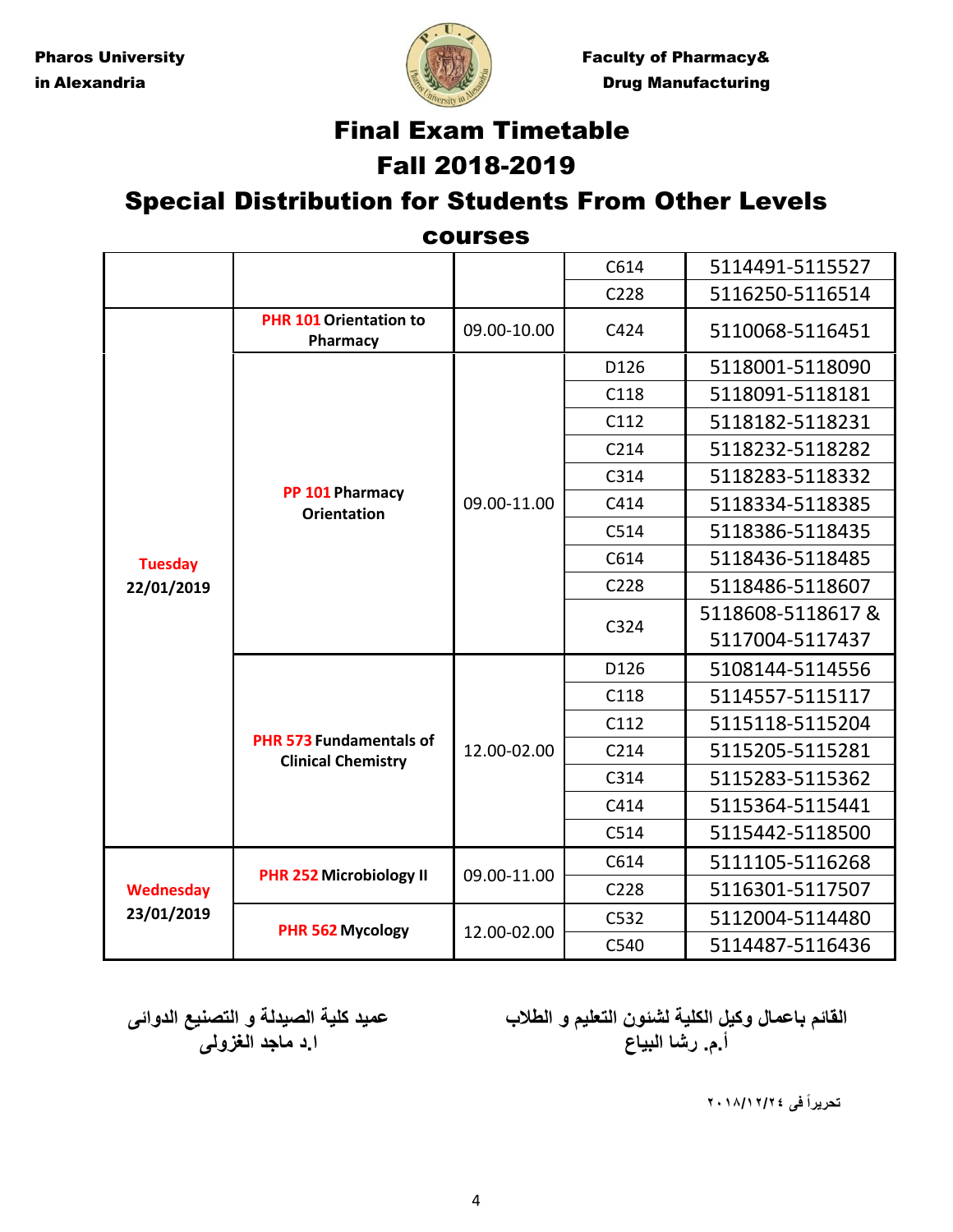**Pharos University in Alexandria**

**Faculty of Pharmacy& Drug Manufacturing**

# Final Exam Timetable
# Fall 2018-2019
# Special Distribution for Students From Other Levels courses

| | | | | |
|---|---|---|---|---|
| | | | C614 | 5114491-5115527 |
| | | | C228 | 5116250-5116514 |
| Tuesday 22/01/2019 | PHR 101 Orientation to Pharmacy | 09.00-10.00 | C424 | 5110068-5116451 |
| | PP 101 Pharmacy Orientation | 09.00-11.00 | D126 | 5118001-5118090 |
| | | | C118 | 5118091-5118181 |
| | | | C112 | 5118182-5118231 |
| | | | C214 | 5118232-5118282 |
| | | | C314 | 5118283-5118332 |
| | | | C414 | 5118334-5118385 |
| | | | C514 | 5118386-5118435 |
| | | | C614 | 5118436-5118485 |
| | | | C228 | 5118486-5118607 |
| | | | C324 | 5118608-5118617 & 5117004-5117437 |
| | PHR 573 Fundamentals of Clinical Chemistry | 12.00-02.00 | D126 | 5108144-5114556 |
| | | | C118 | 5114557-5115117 |
| | | | C112 | 5115118-5115204 |
| | | | C214 | 5115205-5115281 |
| | | | C314 | 5115283-5115362 |
| | | | C414 | 5115364-5115441 |
| | | | C514 | 5115442-5118500 |
| Wednesday 23/01/2019 | PHR 252 Microbiology II | 09.00-11.00 | C614 | 5111105-5116268 |
| | | | C228 | 5116301-5117507 |
| | PHR 562 Mycology | 12.00-02.00 | C532 | 5112004-5114480 |
| | | | C540 | 5114487-5116436 |

**القائم باعمال وكيل الكلية لشئون التعليم و الطلاب**
**أ.م. رشا البياع**

**عميد كلية الصيدلة و التصنيع الدوائى**
**ا.د ماجد الغزولى**

**تحريراً فى ٢٠١٨/١٢/٢٤**